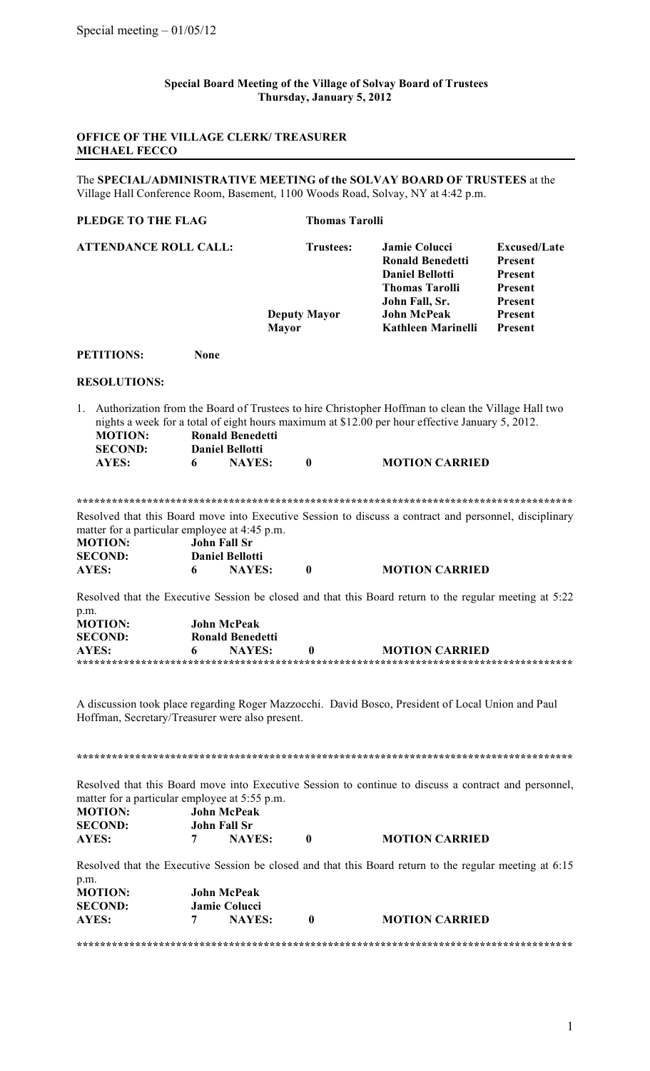Special meeting – 01/05/12

**Special Board Meeting of the Village of Solvay Board of Trustees**
**Thursday, January 5, 2012**

**OFFICE OF THE VILLAGE CLERK/ TREASURER**
**MICHAEL FECCO**

---

The **SPECIAL/ADMINISTRATIVE MEETING of the SOLVAY BOARD OF TRUSTEES** at the Village Hall Conference Room, Basement, 1100 Woods Road, Solvay, NY at 4:42 p.m.

**PLEDGE TO THE FLAG** **Thomas Tarolli**

| **ATTENDANCE ROLL CALL:** | **Trustees:** | **Jamie Colucci** | **Excused/Late** |
|---|---|---|---|
| | | **Ronald Benedetti** | **Present** |
| | | **Daniel Bellotti** | **Present** |
| | | **Thomas Tarolli** | **Present** |
| | | **John Fall, Sr.** | **Present** |
| | **Deputy Mayor** | **John McPeak** | **Present** |
| | **Mayor** | **Kathleen Marinelli** | **Present** |

**PETITIONS:** **None**

**RESOLUTIONS:**

1. Authorization from the Board of Trustees to hire Christopher Hoffman to clean the Village Hall two nights a week for a total of eight hours maximum at $12.00 per hour effective January 5, 2012.
   **MOTION:** **Ronald Benedetti**
   **SECOND:** **Daniel Bellotti**
   **AYES:** **6** **NAYES:** **0** **MOTION CARRIED**

**************************************************************************************

Resolved that this Board move into Executive Session to discuss a contract and personnel, disciplinary matter for a particular employee at 4:45 p.m.

**MOTION:** **John Fall Sr**
**SECOND:** **Daniel Bellotti**
**AYES:** **6** **NAYES:** **0** **MOTION CARRIED**

Resolved that the Executive Session be closed and that this Board return to the regular meeting at 5:22 p.m.

**MOTION:** **John McPeak**
**SECOND:** **Ronald Benedetti**
**AYES:** **6** **NAYES:** **0** **MOTION CARRIED**

**************************************************************************************

A discussion took place regarding Roger Mazzocchi. David Bosco, President of Local Union and Paul Hoffman, Secretary/Treasurer were also present.

**************************************************************************************

Resolved that this Board move into Executive Session to continue to discuss a contract and personnel, matter for a particular employee at 5:55 p.m.

**MOTION:** **John McPeak**
**SECOND:** **John Fall Sr**
**AYES:** **7** **NAYES:** **0** **MOTION CARRIED**

Resolved that the Executive Session be closed and that this Board return to the regular meeting at 6:15 p.m.

**MOTION:** **John McPeak**
**SECOND:** **Jamie Colucci**
**AYES:** **7** **NAYES:** **0** **MOTION CARRIED**

**************************************************************************************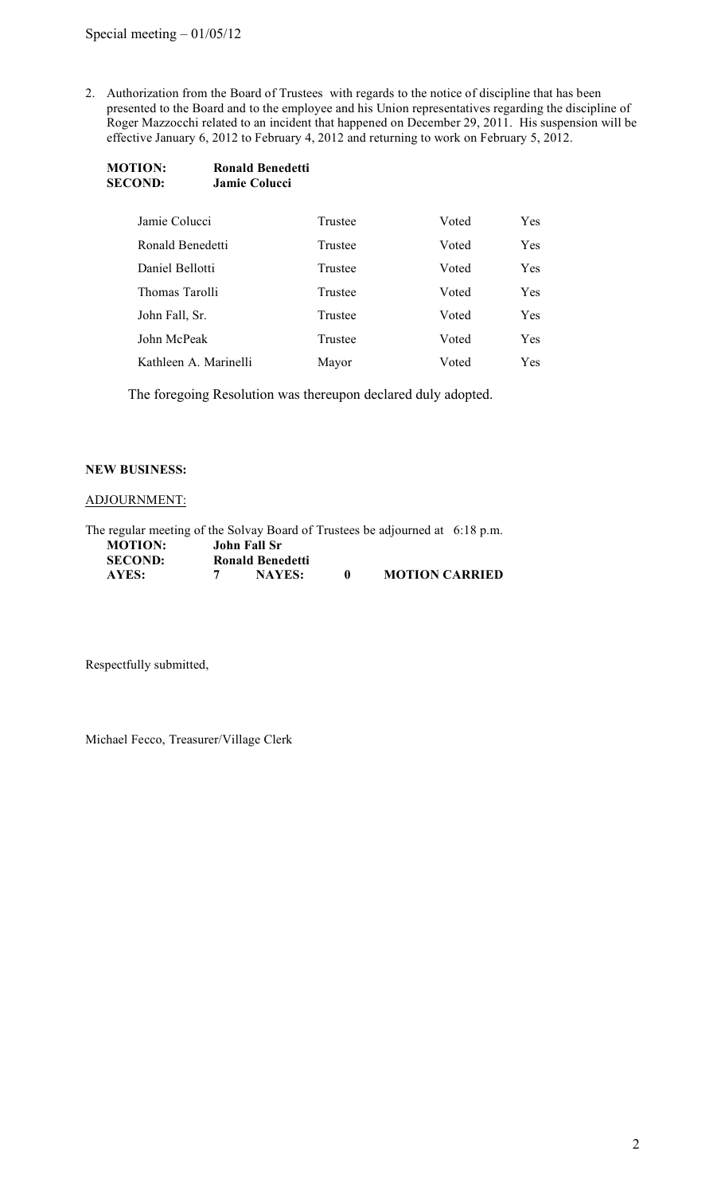Special meeting – 01/05/12

2. Authorization from the Board of Trustees with regards to the notice of discipline that has been presented to the Board and to the employee and his Union representatives regarding the discipline of Roger Mazzocchi related to an incident that happened on December 29, 2011. His suspension will be effective January 6, 2012 to February 4, 2012 and returning to work on February 5, 2012.

**MOTION:** **Ronald Benedetti**
**SECOND:** **Jamie Colucci**

| | | | |
|---|---|---|---|
| Jamie Colucci | Trustee | Voted | Yes |
| Ronald Benedetti | Trustee | Voted | Yes |
| Daniel Bellotti | Trustee | Voted | Yes |
| Thomas Tarolli | Trustee | Voted | Yes |
| John Fall, Sr. | Trustee | Voted | Yes |
| John McPeak | Trustee | Voted | Yes |
| Kathleen A. Marinelli | Mayor | Voted | Yes |

The foregoing Resolution was thereupon declared duly adopted.

**NEW BUSINESS:**

ADJOURNMENT:

The regular meeting of the Solvay Board of Trustees be adjourned at 6:18 p.m.

**MOTION:** **John Fall Sr**
**SECOND:** **Ronald Benedetti**
**AYES:** **7** **NAYES:** **0** **MOTION CARRIED**

Respectfully submitted,

Michael Fecco, Treasurer/Village Clerk